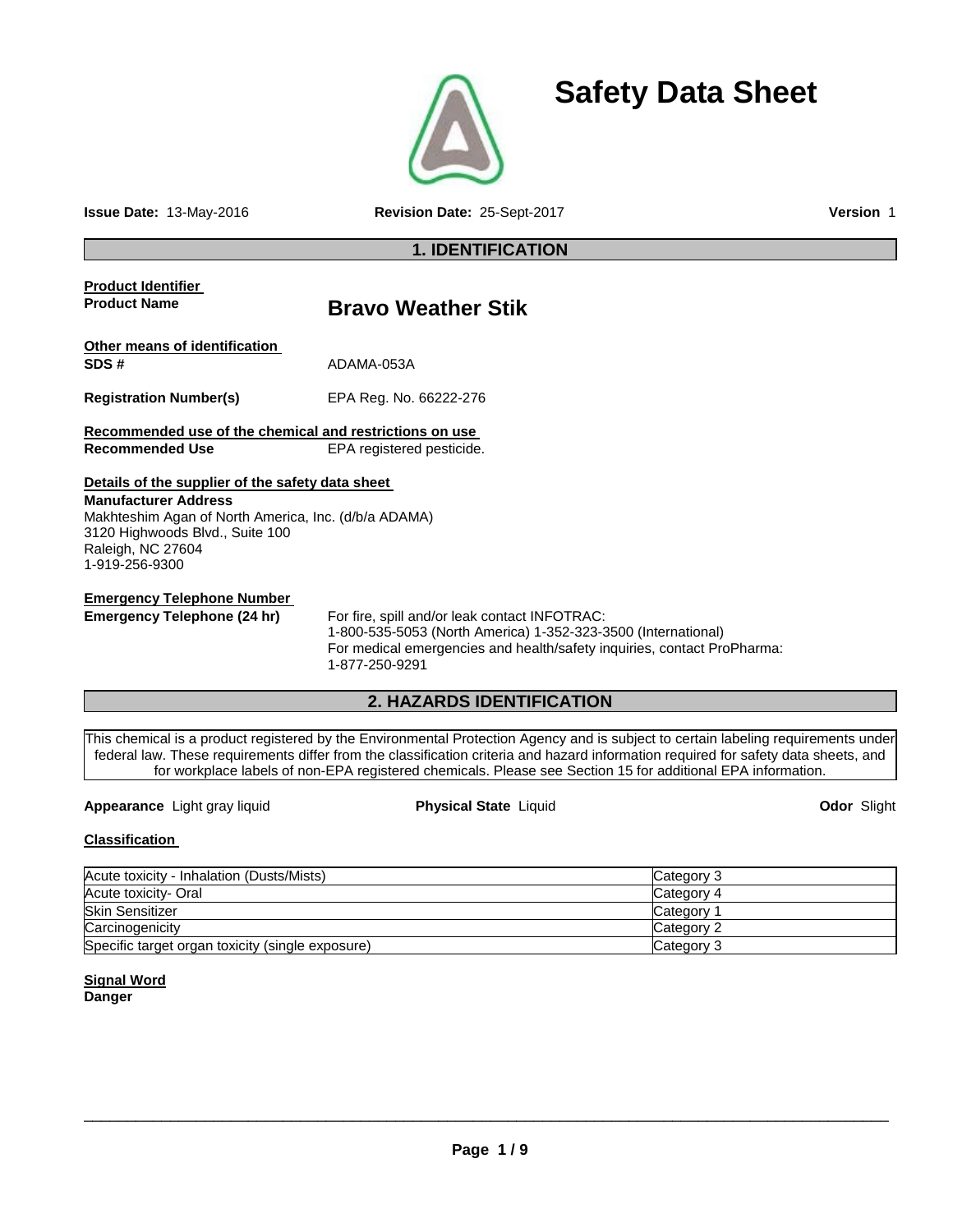# Safety Data Sheet

**Issue Date:** 13-May-2016 **Revision Date:** 25-Sept-2017 **Version** 1

## 1. IDENTIFICATION

**Product Identifier**

**Product Name** **Bravo Weather Stik**

**Other means of identification**

**SDS #** ADAMA-053A

**Registration Number(s)** EPA Reg. No. 66222-276

**Recommended use of the chemical and restrictions on use**

**Recommended Use** EPA registered pesticide.

**Details of the supplier of the safety data sheet**

**Manufacturer Address**
Makhteshim Agan of North America, Inc. (d/b/a ADAMA)
3120 Highwoods Blvd., Suite 100
Raleigh, NC 27604
1-919-256-9300

**Emergency Telephone Number**

**Emergency Telephone (24 hr)** For fire, spill and/or leak contact INFOTRAC:
1-800-535-5053 (North America) 1-352-323-3500 (International)
For medical emergencies and health/safety inquiries, contact ProPharma:
1-877-250-9291

## 2. HAZARDS IDENTIFICATION

This chemical is a product registered by the Environmental Protection Agency and is subject to certain labeling requirements under federal law. These requirements differ from the classification criteria and hazard information required for safety data sheets, and for workplace labels of non-EPA registered chemicals. Please see Section 15 for additional EPA information.

**Appearance** Light gray liquid **Physical State** Liquid **Odor** Slight

**Classification**

| | |
|---|---|
| Acute toxicity - Inhalation (Dusts/Mists) | Category 3 |
| Acute toxicity- Oral | Category 4 |
| Skin Sensitizer | Category 1 |
| Carcinogenicity | Category 2 |
| Specific target organ toxicity (single exposure) | Category 3 |

**Signal Word**

**Danger**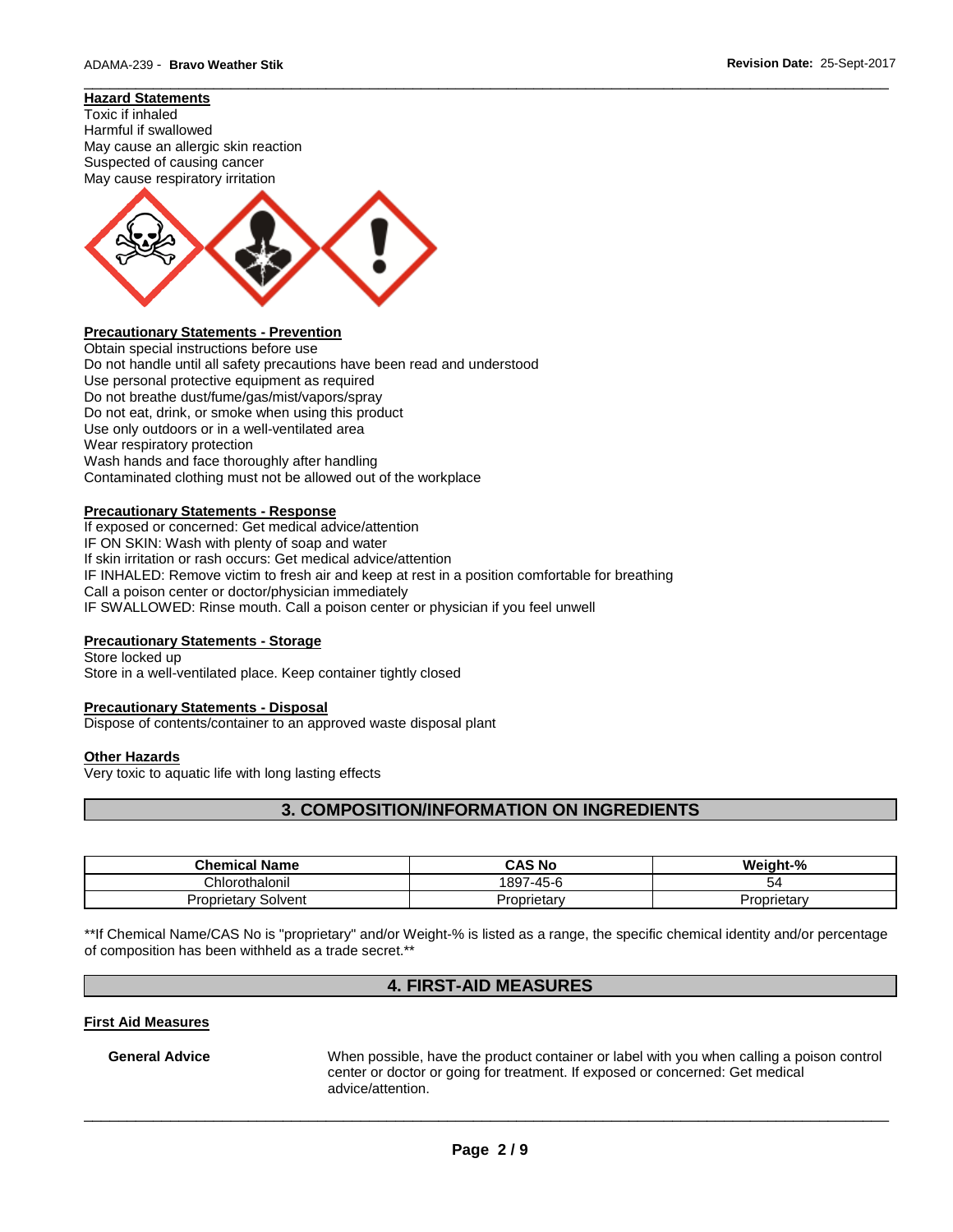**Hazard Statements**

Toxic if inhaled
Harmful if swallowed
May cause an allergic skin reaction
Suspected of causing cancer
May cause respiratory irritation

**Precautionary Statements - Prevention**

Obtain special instructions before use
Do not handle until all safety precautions have been read and understood
Use personal protective equipment as required
Do not breathe dust/fume/gas/mist/vapors/spray
Do not eat, drink, or smoke when using this product
Use only outdoors or in a well-ventilated area
Wear respiratory protection
Wash hands and face thoroughly after handling
Contaminated clothing must not be allowed out of the workplace

**Precautionary Statements - Response**

If exposed or concerned: Get medical advice/attention
IF ON SKIN: Wash with plenty of soap and water
If skin irritation or rash occurs: Get medical advice/attention
IF INHALED: Remove victim to fresh air and keep at rest in a position comfortable for breathing
Call a poison center or doctor/physician immediately
IF SWALLOWED: Rinse mouth. Call a poison center or physician if you feel unwell

**Precautionary Statements - Storage**

Store locked up
Store in a well-ventilated place. Keep container tightly closed

**Precautionary Statements - Disposal**

Dispose of contents/container to an approved waste disposal plant

**Other Hazards**

Very toxic to aquatic life with long lasting effects

## 3. COMPOSITION/INFORMATION ON INGREDIENTS

| Chemical Name | CAS No | Weight-% |
|---|---|---|
| Chlorothalonil | 1897-45-6 | 54 |
| Proprietary Solvent | Proprietary | Proprietary |

**If Chemical Name/CAS No is "proprietary" and/or Weight-% is listed as a range, the specific chemical identity and/or percentage of composition has been withheld as a trade secret.**

## 4. FIRST-AID MEASURES

**First Aid Measures**

**General Advice** When possible, have the product container or label with you when calling a poison control center or doctor or going for treatment. If exposed or concerned: Get medical advice/attention.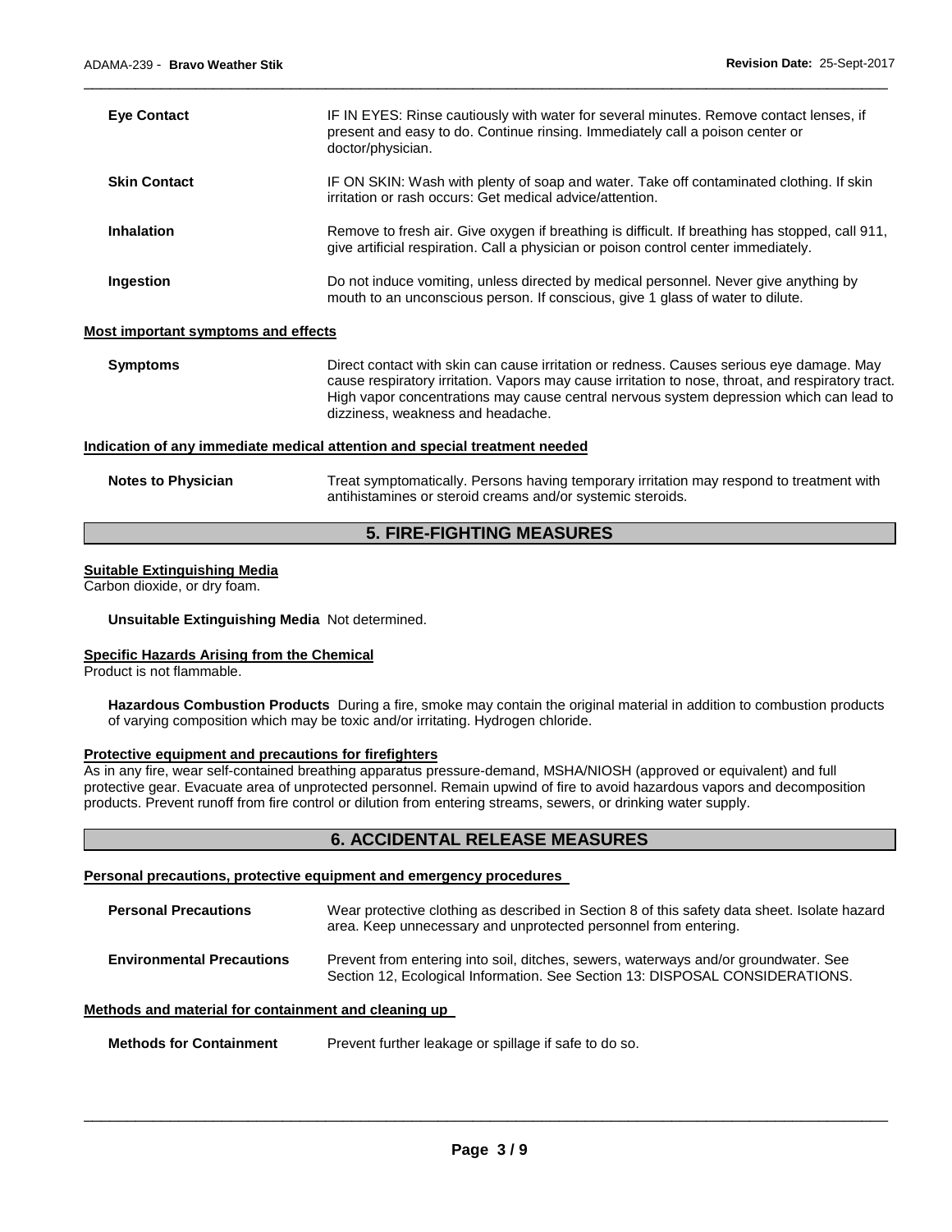| | |
|---|---|
| **Eye Contact** | IF IN EYES: Rinse cautiously with water for several minutes. Remove contact lenses, if present and easy to do. Continue rinsing. Immediately call a poison center or doctor/physician. |
| **Skin Contact** | IF ON SKIN: Wash with plenty of soap and water. Take off contaminated clothing. If skin irritation or rash occurs: Get medical advice/attention. |
| **Inhalation** | Remove to fresh air. Give oxygen if breathing is difficult. If breathing has stopped, call 911, give artificial respiration. Call a physician or poison control center immediately. |
| **Ingestion** | Do not induce vomiting, unless directed by medical personnel. Never give anything by mouth to an unconscious person. If conscious, give 1 glass of water to dilute. |

**Most important symptoms and effects**

| | |
|---|---|
| **Symptoms** | Direct contact with skin can cause irritation or redness. Causes serious eye damage. May cause respiratory irritation. Vapors may cause irritation to nose, throat, and respiratory tract. High vapor concentrations may cause central nervous system depression which can lead to dizziness, weakness and headache. |

**Indication of any immediate medical attention and special treatment needed**

| | |
|---|---|
| **Notes to Physician** | Treat symptomatically. Persons having temporary irritation may respond to treatment with antihistamines or steroid creams and/or systemic steroids. |

## 5. FIRE-FIGHTING MEASURES

**Suitable Extinguishing Media**

Carbon dioxide, or dry foam.

**Unsuitable Extinguishing Media** Not determined.

**Specific Hazards Arising from the Chemical**

Product is not flammable.

**Hazardous Combustion Products** During a fire, smoke may contain the original material in addition to combustion products of varying composition which may be toxic and/or irritating. Hydrogen chloride.

**Protective equipment and precautions for firefighters**

As in any fire, wear self-contained breathing apparatus pressure-demand, MSHA/NIOSH (approved or equivalent) and full protective gear. Evacuate area of unprotected personnel. Remain upwind of fire to avoid hazardous vapors and decomposition products. Prevent runoff from fire control or dilution from entering streams, sewers, or drinking water supply.

## 6. ACCIDENTAL RELEASE MEASURES

**Personal precautions, protective equipment and emergency procedures**

| | |
|---|---|
| **Personal Precautions** | Wear protective clothing as described in Section 8 of this safety data sheet. Isolate hazard area. Keep unnecessary and unprotected personnel from entering. |
| **Environmental Precautions** | Prevent from entering into soil, ditches, sewers, waterways and/or groundwater. See Section 12, Ecological Information. See Section 13: DISPOSAL CONSIDERATIONS. |

**Methods and material for containment and cleaning up**

| | |
|---|---|
| **Methods for Containment** | Prevent further leakage or spillage if safe to do so. |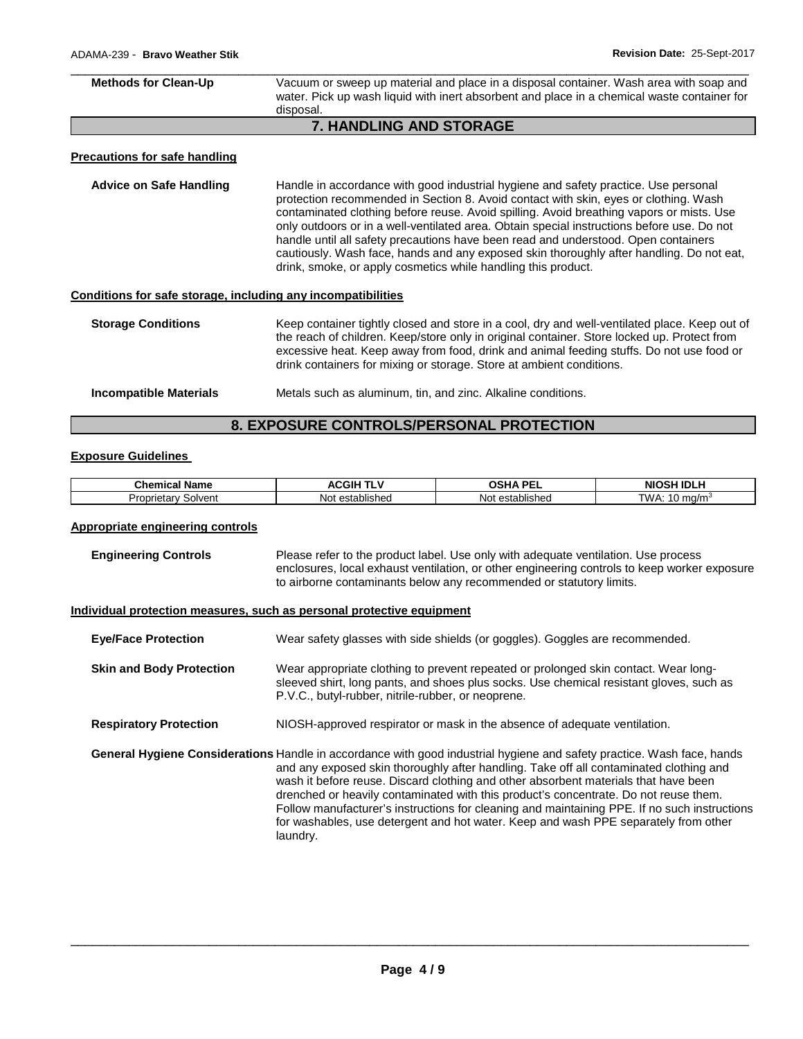**Methods for Clean-Up** Vacuum or sweep up material and place in a disposal container. Wash area with soap and water. Pick up wash liquid with inert absorbent and place in a chemical waste container for disposal.

## 7. HANDLING AND STORAGE

### Precautions for safe handling

**Advice on Safe Handling** Handle in accordance with good industrial hygiene and safety practice. Use personal protection recommended in Section 8. Avoid contact with skin, eyes or clothing. Wash contaminated clothing before reuse. Avoid spilling. Avoid breathing vapors or mists. Use only outdoors or in a well-ventilated area. Obtain special instructions before use. Do not handle until all safety precautions have been read and understood. Open containers cautiously. Wash face, hands and any exposed skin thoroughly after handling. Do not eat, drink, smoke, or apply cosmetics while handling this product.

### Conditions for safe storage, including any incompatibilities

**Storage Conditions** Keep container tightly closed and store in a cool, dry and well-ventilated place. Keep out of the reach of children. Keep/store only in original container. Store locked up. Protect from excessive heat. Keep away from food, drink and animal feeding stuffs. Do not use food or drink containers for mixing or storage. Store at ambient conditions.

**Incompatible Materials** Metals such as aluminum, tin, and zinc. Alkaline conditions.

## 8. EXPOSURE CONTROLS/PERSONAL PROTECTION

### Exposure Guidelines

| Chemical Name | ACGIH TLV | OSHA PEL | NIOSH IDLH |
|---|---|---|---|
| Proprietary Solvent | Not established | Not established | TWA: 10 mg/m$^3$ |

### Appropriate engineering controls

**Engineering Controls** Please refer to the product label. Use only with adequate ventilation. Use process enclosures, local exhaust ventilation, or other engineering controls to keep worker exposure to airborne contaminants below any recommended or statutory limits.

### Individual protection measures, such as personal protective equipment

**Eye/Face Protection** Wear safety glasses with side shields (or goggles). Goggles are recommended.

**Skin and Body Protection** Wear appropriate clothing to prevent repeated or prolonged skin contact. Wear long-sleeved shirt, long pants, and shoes plus socks. Use chemical resistant gloves, such as P.V.C., butyl-rubber, nitrile-rubber, or neoprene.

**Respiratory Protection** NIOSH-approved respirator or mask in the absence of adequate ventilation.

**General Hygiene Considerations** Handle in accordance with good industrial hygiene and safety practice. Wash face, hands and any exposed skin thoroughly after handling. Take off all contaminated clothing and wash it before reuse. Discard clothing and other absorbent materials that have been drenched or heavily contaminated with this product's concentrate. Do not reuse them. Follow manufacturer's instructions for cleaning and maintaining PPE. If no such instructions for washables, use detergent and hot water. Keep and wash PPE separately from other laundry.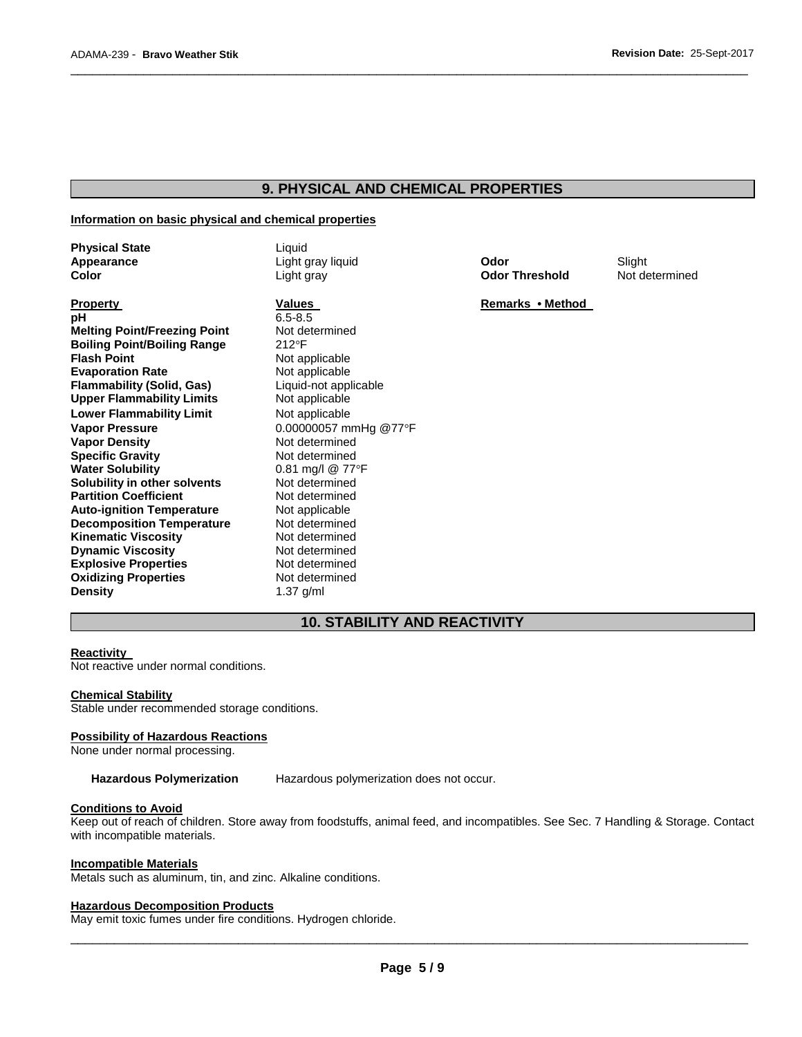## 9. PHYSICAL AND CHEMICAL PROPERTIES

### Information on basic physical and chemical properties

| | | | |
|---|---|---|---|
| **Physical State** | Liquid | | |
| **Appearance** | Light gray liquid | **Odor** | Slight |
| **Color** | Light gray | **Odor Threshold** | Not determined |

| **Property** | **Values** | **Remarks • Method** |
|---|---|---|
| **pH** | 6.5-8.5 | |
| **Melting Point/Freezing Point** | Not determined | |
| **Boiling Point/Boiling Range** | 212°F | |
| **Flash Point** | Not applicable | |
| **Evaporation Rate** | Not applicable | |
| **Flammability (Solid, Gas)** | Liquid-not applicable | |
| **Upper Flammability Limits** | Not applicable | |
| **Lower Flammability Limit** | Not applicable | |
| **Vapor Pressure** | 0.00000057 mmHg @77°F | |
| **Vapor Density** | Not determined | |
| **Specific Gravity** | Not determined | |
| **Water Solubility** | 0.81 mg/l @ 77°F | |
| **Solubility in other solvents** | Not determined | |
| **Partition Coefficient** | Not determined | |
| **Auto-ignition Temperature** | Not applicable | |
| **Decomposition Temperature** | Not determined | |
| **Kinematic Viscosity** | Not determined | |
| **Dynamic Viscosity** | Not determined | |
| **Explosive Properties** | Not determined | |
| **Oxidizing Properties** | Not determined | |
| **Density** | 1.37 g/ml | |

## 10. STABILITY AND REACTIVITY

### Reactivity

Not reactive under normal conditions.

### Chemical Stability

Stable under recommended storage conditions.

### Possibility of Hazardous Reactions

None under normal processing.

**Hazardous Polymerization** Hazardous polymerization does not occur.

### Conditions to Avoid

Keep out of reach of children. Store away from foodstuffs, animal feed, and incompatibles. See Sec. 7 Handling & Storage. Contact with incompatible materials.

### Incompatible Materials

Metals such as aluminum, tin, and zinc. Alkaline conditions.

### Hazardous Decomposition Products

May emit toxic fumes under fire conditions. Hydrogen chloride.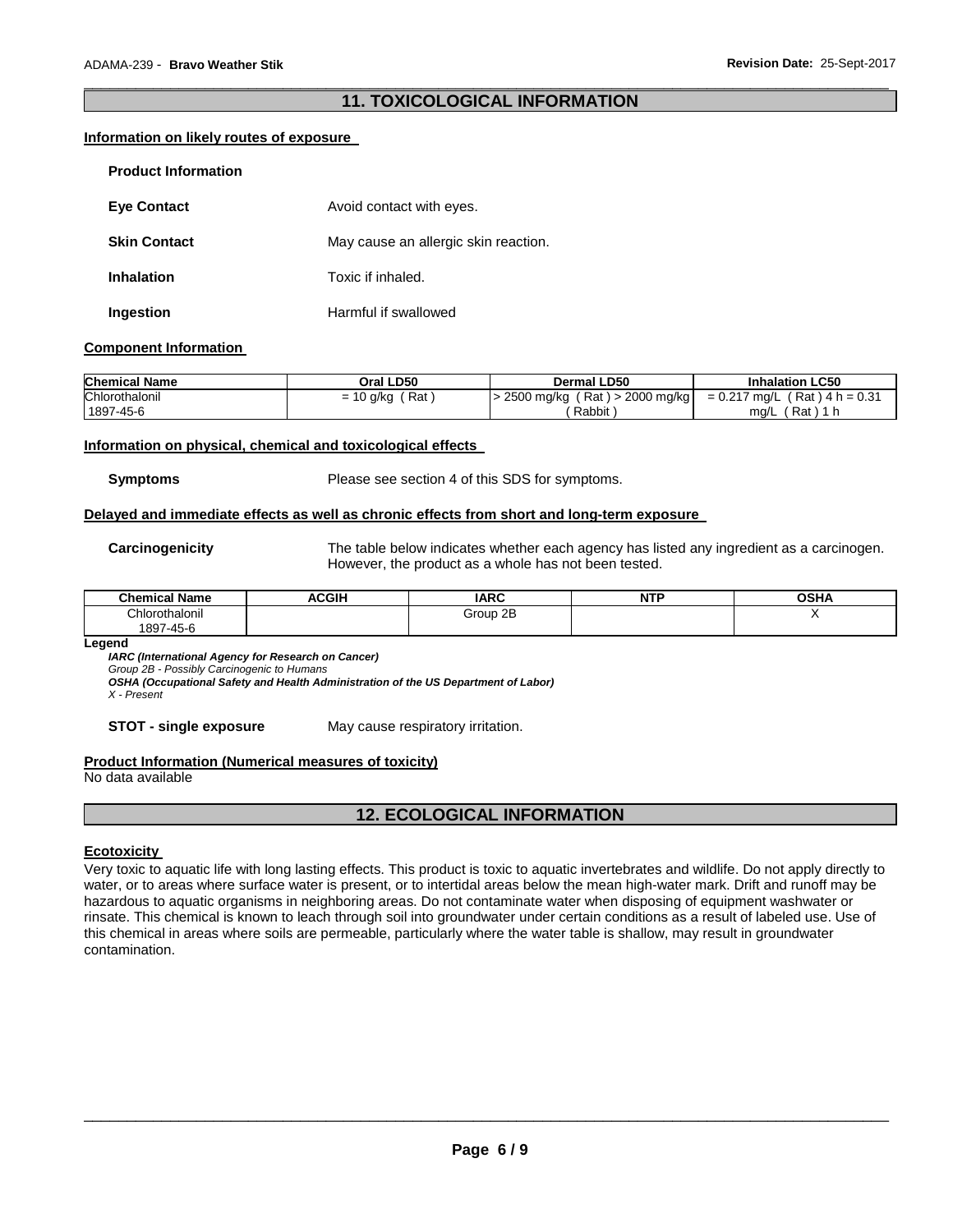## 11. TOXICOLOGICAL INFORMATION

**Information on likely routes of exposure**

**Product Information**

**Eye Contact** Avoid contact with eyes.

**Skin Contact** May cause an allergic skin reaction.

**Inhalation** Toxic if inhaled.

**Ingestion** Harmful if swallowed

**Component Information**

| Chemical Name | Oral LD50 | Dermal LD50 | Inhalation LC50 |
|---|---|---|---|
| Chlorothalonil<br>1897-45-6 | = 10 g/kg ( Rat ) | > 2500 mg/kg ( Rat ) > 2000 mg/kg ( Rabbit ) | = 0.217 mg/L ( Rat ) 4 h = 0.31 mg/L ( Rat ) 1 h |

**Information on physical, chemical and toxicological effects**

**Symptoms** Please see section 4 of this SDS for symptoms.

**Delayed and immediate effects as well as chronic effects from short and long-term exposure**

**Carcinogenicity** The table below indicates whether each agency has listed any ingredient as a carcinogen. However, the product as a whole has not been tested.

| Chemical Name | ACGIH | IARC | NTP | OSHA |
|---|---|---|---|---|
| Chlorothalonil<br>1897-45-6 | | Group 2B | | X |

**Legend**

***IARC (International Agency for Research on Cancer)***
*Group 2B - Possibly Carcinogenic to Humans*
***OSHA (Occupational Safety and Health Administration of the US Department of Labor)***
*X - Present*

**STOT - single exposure** May cause respiratory irritation.

**Product Information (Numerical measures of toxicity)**

No data available

## 12. ECOLOGICAL INFORMATION

**Ecotoxicity**

Very toxic to aquatic life with long lasting effects. This product is toxic to aquatic invertebrates and wildlife. Do not apply directly to water, or to areas where surface water is present, or to intertidal areas below the mean high-water mark. Drift and runoff may be hazardous to aquatic organisms in neighboring areas. Do not contaminate water when disposing of equipment washwater or rinsate. This chemical is known to leach through soil into groundwater under certain conditions as a result of labeled use. Use of this chemical in areas where soils are permeable, particularly where the water table is shallow, may result in groundwater contamination.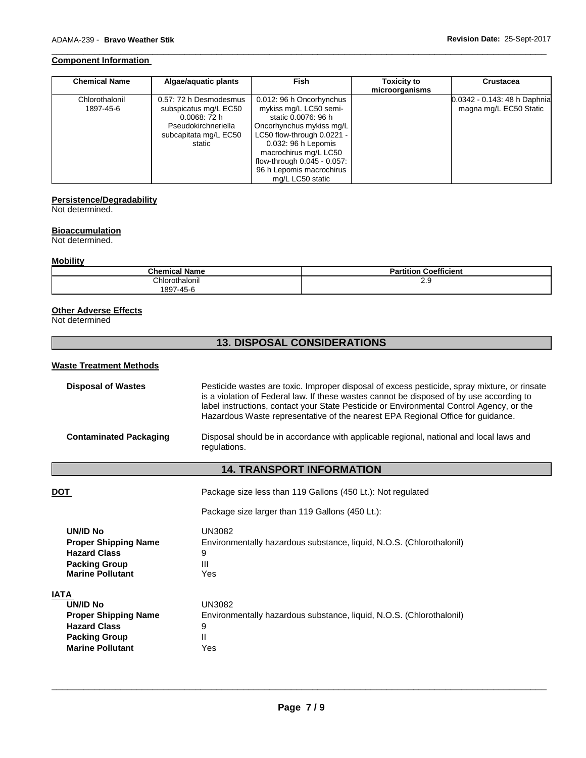**Component Information**

| Chemical Name | Algae/aquatic plants | Fish | Toxicity to microorganisms | Crustacea |
|---|---|---|---|---|
| Chlorothalonil 1897-45-6 | 0.57: 72 h Desmodesmus subspicatus mg/L EC50 0.0068: 72 h Pseudokirchneriella subcapitata mg/L EC50 static | 0.012: 96 h Oncorhynchus mykiss mg/L LC50 semi-static 0.0076: 96 h Oncorhynchus mykiss mg/L LC50 flow-through 0.0221 - 0.032: 96 h Lepomis macrochirus mg/L LC50 flow-through 0.045 - 0.057: 96 h Lepomis macrochirus mg/L LC50 static | | 0.0342 - 0.143: 48 h Daphnia magna mg/L EC50 Static |

**Persistence/Degradability**

Not determined.

**Bioaccumulation**

Not determined.

**Mobility**

| Chemical Name | Partition Coefficient |
|---|---|
| Chlorothalonil 1897-45-6 | 2.9 |

**Other Adverse Effects**

Not determined

## 13. DISPOSAL CONSIDERATIONS

**Waste Treatment Methods**

**Disposal of Wastes** Pesticide wastes are toxic. Improper disposal of excess pesticide, spray mixture, or rinsate is a violation of Federal law. If these wastes cannot be disposed of by use according to label instructions, contact your State Pesticide or Environmental Control Agency, or the Hazardous Waste representative of the nearest EPA Regional Office for guidance.

**Contaminated Packaging** Disposal should be in accordance with applicable regional, national and local laws and regulations.

## 14. TRANSPORT INFORMATION

**DOT** Package size less than 119 Gallons (450 Lt.): Not regulated

Package size larger than 119 Gallons (450 Lt.):

**UN/ID No** UN3082
**Proper Shipping Name** Environmentally hazardous substance, liquid, N.O.S. (Chlorothalonil)
**Hazard Class** 9
**Packing Group** III
**Marine Pollutant** Yes

**IATA**

**UN/ID No** UN3082
**Proper Shipping Name** Environmentally hazardous substance, liquid, N.O.S. (Chlorothalonil)
**Hazard Class** 9
**Packing Group** II
**Marine Pollutant** Yes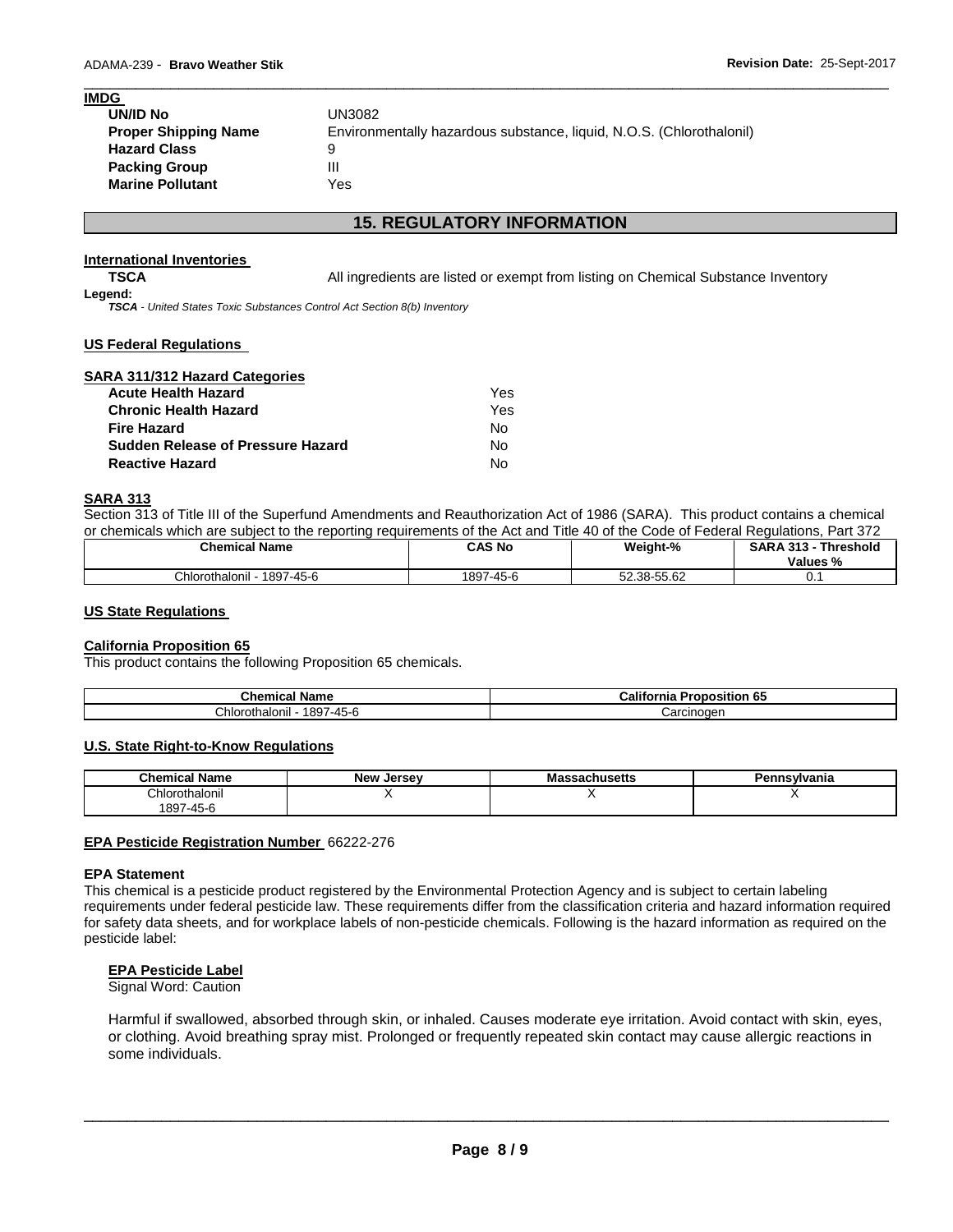**IMDG**

| | |
|---|---|
| **UN/ID No** | UN3082 |
| **Proper Shipping Name** | Environmentally hazardous substance, liquid, N.O.S. (Chlorothalonil) |
| **Hazard Class** | 9 |
| **Packing Group** | III |
| **Marine Pollutant** | Yes |

## 15. REGULATORY INFORMATION

**International Inventories**

**TSCA** All ingredients are listed or exempt from listing on Chemical Substance Inventory

**Legend:**
***TSCA*** *- United States Toxic Substances Control Act Section 8(b) Inventory*

**US Federal Regulations**

**SARA 311/312 Hazard Categories**

| | |
|---|---|
| **Acute Health Hazard** | Yes |
| **Chronic Health Hazard** | Yes |
| **Fire Hazard** | No |
| **Sudden Release of Pressure Hazard** | No |
| **Reactive Hazard** | No |

**SARA 313**

Section 313 of Title III of the Superfund Amendments and Reauthorization Act of 1986 (SARA). This product contains a chemical or chemicals which are subject to the reporting requirements of the Act and Title 40 of the Code of Federal Regulations, Part 372

| Chemical Name | CAS No | Weight-% | SARA 313 - Threshold Values % |
|---|---|---|---|
| Chlorothalonil - 1897-45-6 | 1897-45-6 | 52.38-55.62 | 0.1 |

**US State Regulations**

**California Proposition 65**

This product contains the following Proposition 65 chemicals.

| Chemical Name | California Proposition 65 |
|---|---|
| Chlorothalonil - 1897-45-6 | Carcinogen |

**U.S. State Right-to-Know Regulations**

| Chemical Name | New Jersey | Massachusetts | Pennsylvania |
|---|---|---|---|
| Chlorothalonil 1897-45-6 | X | X | X |

**EPA Pesticide Registration Number** 66222-276

**EPA Statement**

This chemical is a pesticide product registered by the Environmental Protection Agency and is subject to certain labeling requirements under federal pesticide law. These requirements differ from the classification criteria and hazard information required for safety data sheets, and for workplace labels of non-pesticide chemicals. Following is the hazard information as required on the pesticide label:

**EPA Pesticide Label**

Signal Word: Caution

Harmful if swallowed, absorbed through skin, or inhaled. Causes moderate eye irritation. Avoid contact with skin, eyes, or clothing. Avoid breathing spray mist. Prolonged or frequently repeated skin contact may cause allergic reactions in some individuals.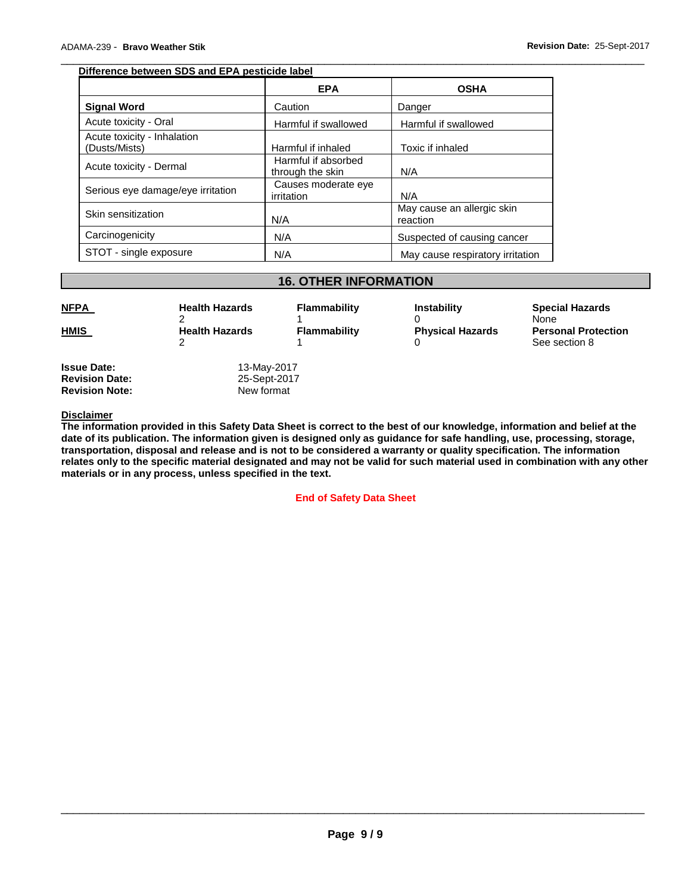**Difference between SDS and EPA pesticide label**

| | EPA | OSHA |
|---|---|---|
| **Signal Word** | Caution | Danger |
| Acute toxicity - Oral | Harmful if swallowed | Harmful if swallowed |
| Acute toxicity - Inhalation (Dusts/Mists) | Harmful if inhaled | Toxic if inhaled |
| Acute toxicity - Dermal | Harmful if absorbed through the skin | N/A |
| Serious eye damage/eye irritation | Causes moderate eye irritation | N/A |
| Skin sensitization | N/A | May cause an allergic skin reaction |
| Carcinogenicity | N/A | Suspected of causing cancer |
| STOT - single exposure | N/A | May cause respiratory irritation |

## 16. OTHER INFORMATION

| | | | | |
|---|---|---|---|---|
| **NFPA** | **Health Hazards** 2 | **Flammability** 1 | **Instability** 0 | **Special Hazards** None |
| **HMIS** | **Health Hazards** 2 | **Flammability** 1 | **Physical Hazards** 0 | **Personal Protection** See section 8 |

**Issue Date:** 13-May-2017
**Revision Date:** 25-Sept-2017
**Revision Note:** New format

**Disclaimer**

**The information provided in this Safety Data Sheet is correct to the best of our knowledge, information and belief at the date of its publication. The information given is designed only as guidance for safe handling, use, processing, storage, transportation, disposal and release and is not to be considered a warranty or quality specification. The information relates only to the specific material designated and may not be valid for such material used in combination with any other materials or in any process, unless specified in the text.**

**End of Safety Data Sheet**